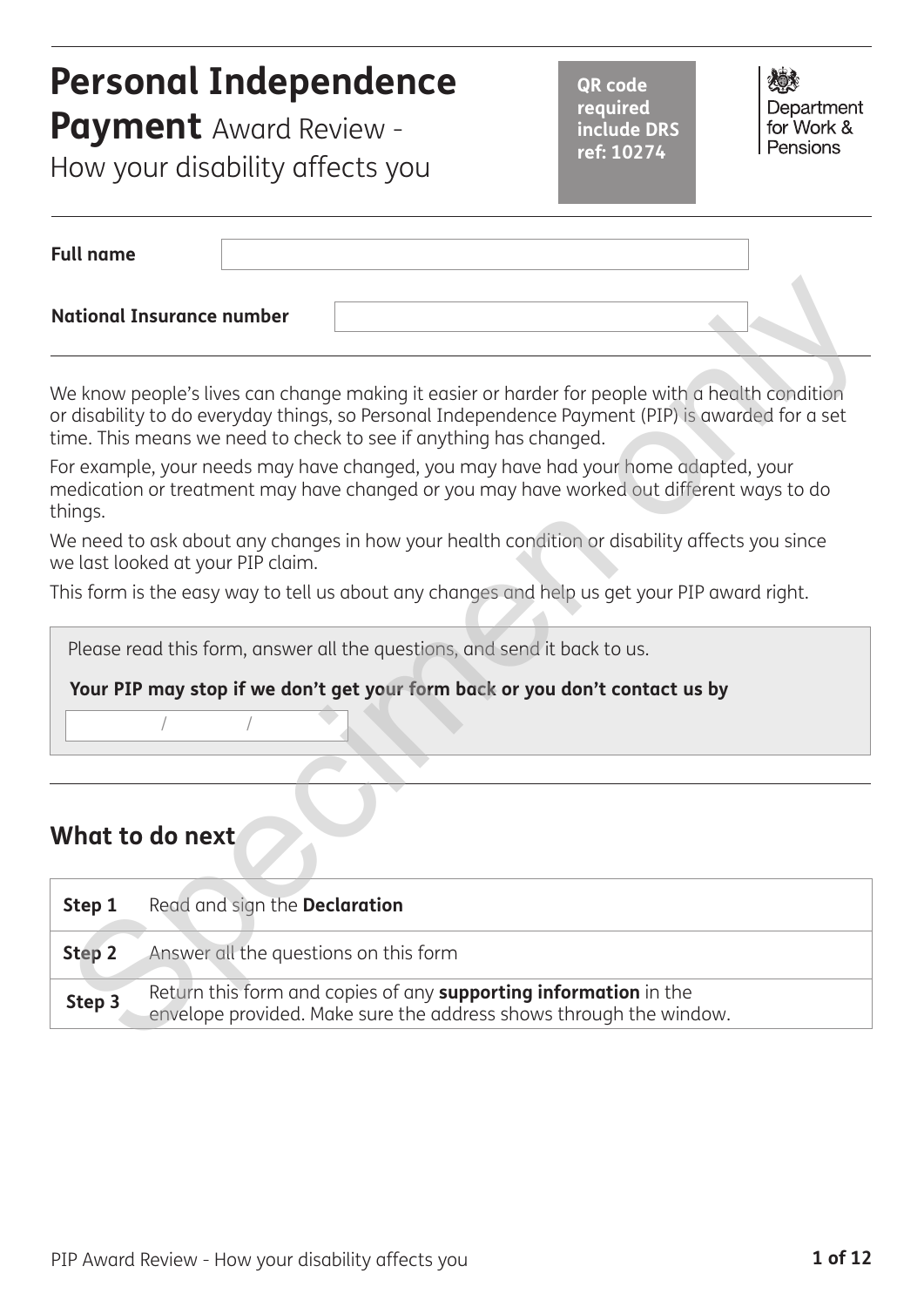# Personal Independence Payment Award Review - How your disability affects you

QR code required include DRS ref: 10274

Department for Work & Pensions

**Full name**

**National Insurance number**

We know people's lives can change making it easier or harder for people with a health condition or disability to do everyday things, so Personal Independence Payment (PIP) is awarded for a set time. This means we need to check to see if anything has changed.

For example, your needs may have changed, you may have had your home adapted, your medication or treatment may have changed or you may have worked out different ways to do things.

We need to ask about any changes in how your health condition or disability affects you since we last looked at your PIP claim.

This form is the easy way to tell us about any changes and help us get your PIP award right.

Please read this form, answer all the questions, and send it back to us.

**Your PIP may stop if we don't get your form back or you don't contact us by**

/ /

## What to do next

| | |
|---|---|
| **Step 1** | Read and sign the **Declaration** |
| **Step 2** | Answer all the questions on this form |
| **Step 3** | Return this form and copies of any **supporting information** in the envelope provided. Make sure the address shows through the window. |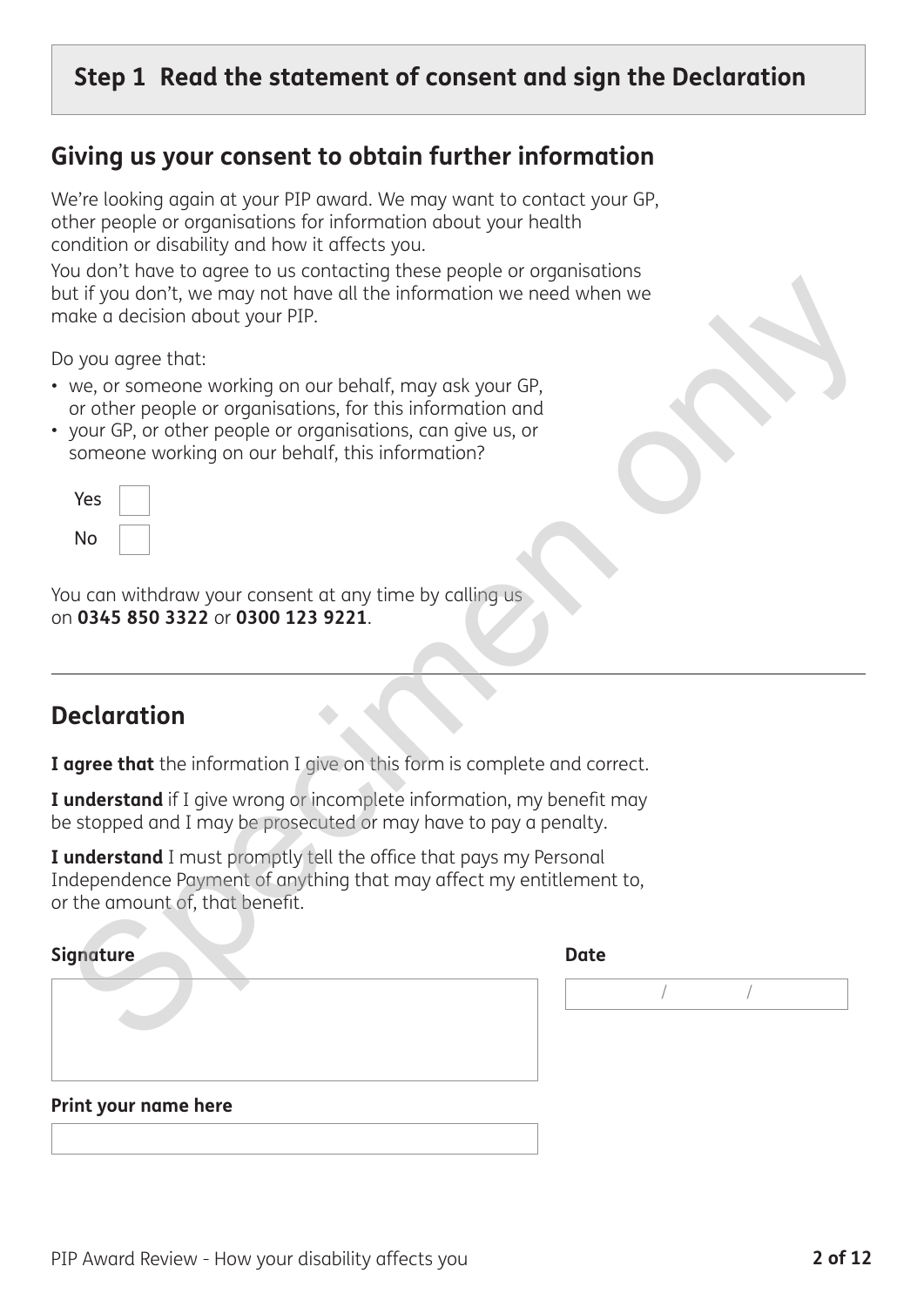## Step 1 Read the statement of consent and sign the Declaration

## Giving us your consent to obtain further information

We're looking again at your PIP award. We may want to contact your GP, other people or organisations for information about your health condition or disability and how it affects you.

You don't have to agree to us contacting these people or organisations but if you don't, we may not have all the information we need when we make a decision about your PIP.

Do you agree that:

- we, or someone working on our behalf, may ask your GP, or other people or organisations, for this information and
- your GP, or other people or organisations, can give us, or someone working on our behalf, this information?

Yes ☐

No ☐

You can withdraw your consent at any time by calling us on **0345 850 3322** or **0300 123 9221**.

---

## Declaration

**I agree that** the information I give on this form is complete and correct.

**I understand** if I give wrong or incomplete information, my benefit may be stopped and I may be prosecuted or may have to pay a penalty.

**I understand** I must promptly tell the office that pays my Personal Independence Payment of anything that may affect my entitlement to, or the amount of, that benefit.

**Signature**

**Date**

/ /

**Print your name here**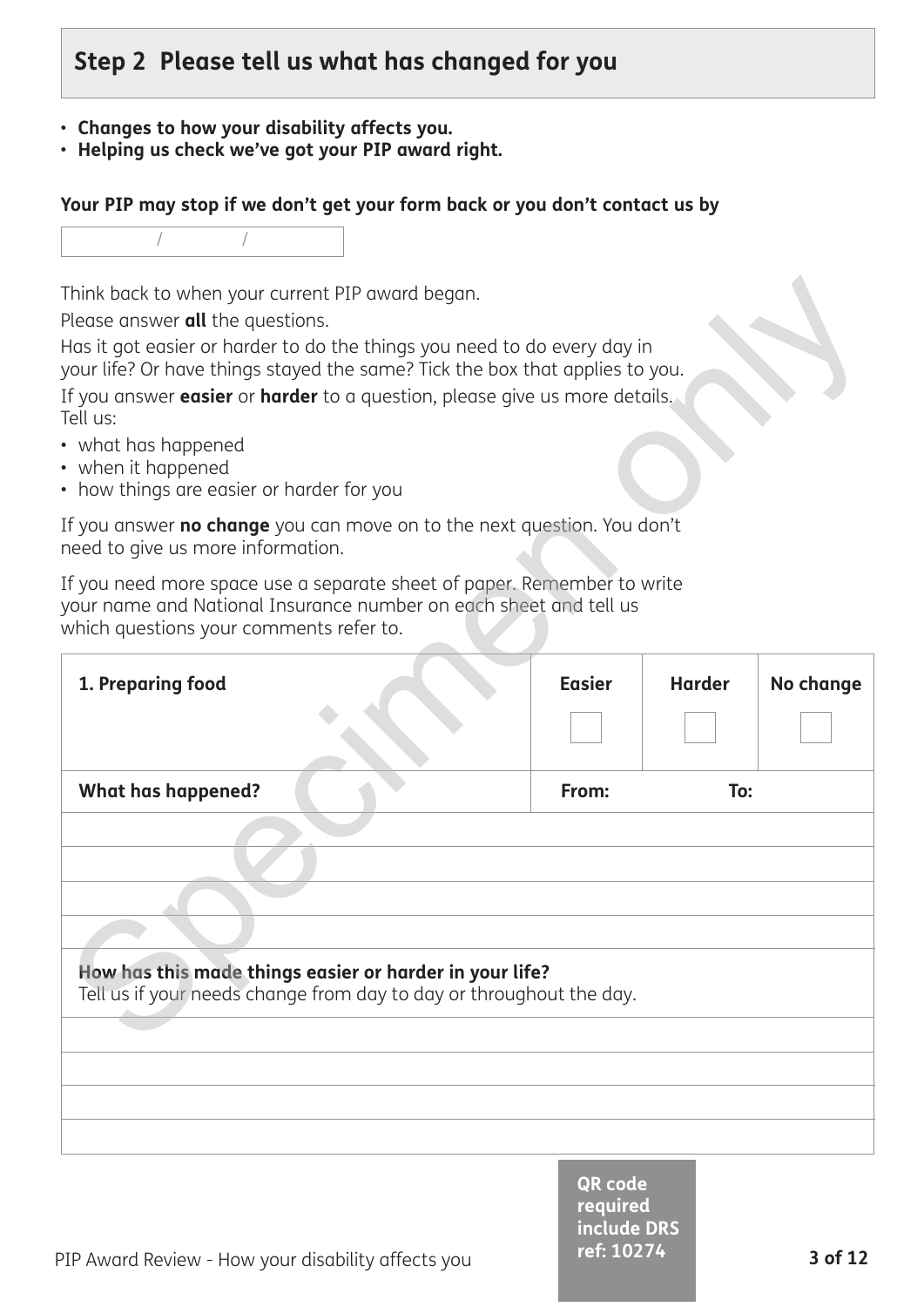## Step 2 Please tell us what has changed for you

- **Changes to how your disability affects you.**
- **Helping us check we've got your PIP award right.**

**Your PIP may stop if we don't get your form back or you don't contact us by**

| / / |
|---|

Think back to when your current PIP award began.

Please answer **all** the questions.

Has it got easier or harder to do the things you need to do every day in your life? Or have things stayed the same? Tick the box that applies to you.

If you answer **easier** or **harder** to a question, please give us more details. Tell us:

- what has happened
- when it happened
- how things are easier or harder for you

If you answer **no change** you can move on to the next question. You don't need to give us more information.

If you need more space use a separate sheet of paper. Remember to write your name and National Insurance number on each sheet and tell us which questions your comments refer to.

| **1. Preparing food** | **Easier** ☐ | **Harder** ☐ | **No change** ☐ |
|---|---|---|---|
| **What has happened?** | **From:** | **To:** | |
| | | | |
| | | | |
| | | | |
| | | | |
| **How has this made things easier or harder in your life?** Tell us if your needs change from day to day or throughout the day. | | | |
| | | | |
| | | | |
| | | | |
| | | | |

Specimen only

QR code required include DRS ref: 10274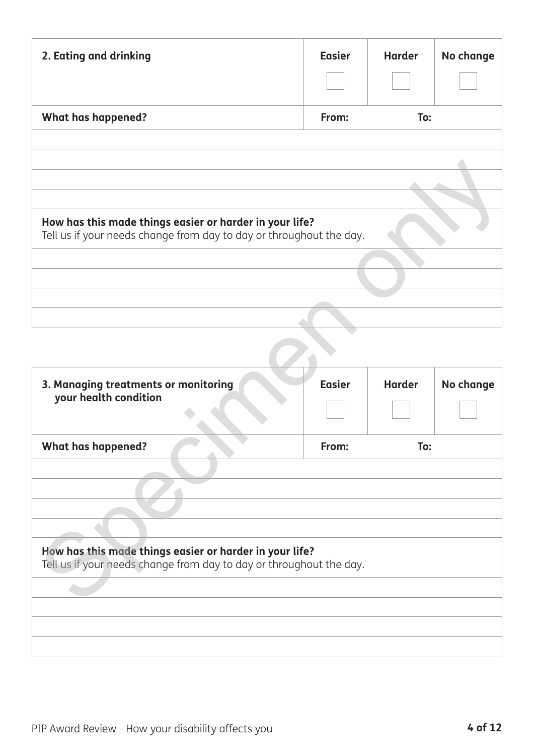| 2. Eating and drinking | Easier | Harder | No change |
|---|---|---|---|
| | ☐ | ☐ | ☐ |
| **What has happened?** | **From:** | **To:** | |
| | | | |
| | | | |
| | | | |
| | | | |

**How has this made things easier or harder in your life?**
Tell us if your needs change from day to day or throughout the day.

| |
|---|
| |
| |
| |
| |

| 3. Managing treatments or monitoring your health condition | Easier | Harder | No change |
|---|---|---|---|
| | ☐ | ☐ | ☐ |
| **What has happened?** | **From:** | **To:** | |
| | | | |
| | | | |
| | | | |
| | | | |

**How has this made things easier or harder in your life?**
Tell us if your needs change from day to day or throughout the day.

| |
|---|
| |
| |
| |
| |

Specimen only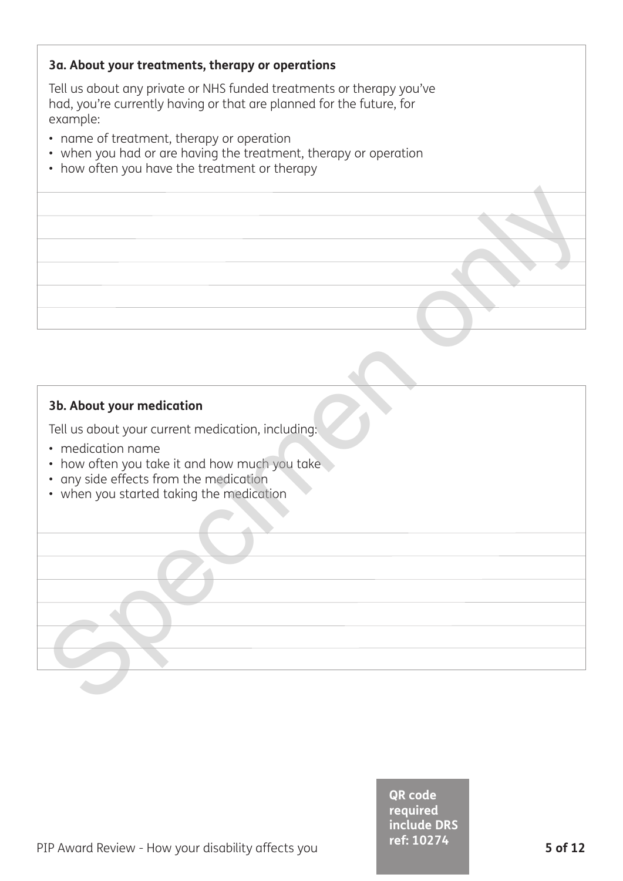### 3a. About your treatments, therapy or operations

Tell us about any private or NHS funded treatments or therapy you've had, you're currently having or that are planned for the future, for example:

- name of treatment, therapy or operation
- when you had or are having the treatment, therapy or operation
- how often you have the treatment or therapy

### 3b. About your medication

Tell us about your current medication, including:

- medication name
- how often you take it and how much you take
- any side effects from the medication
- when you started taking the medication

**QR code required include DRS ref: 10274**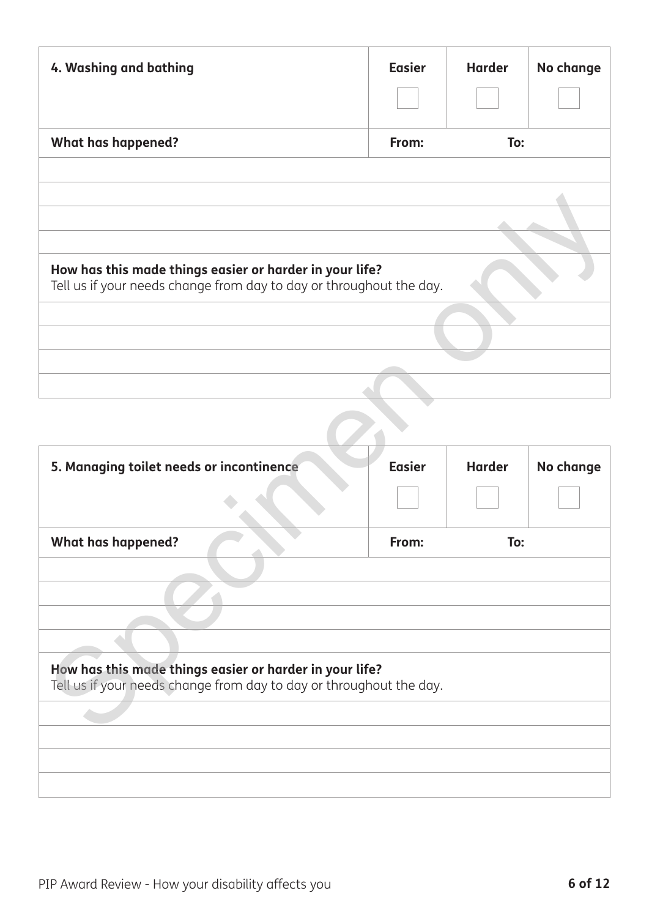| 4. Washing and bathing | Easier | Harder | No change |
|---|---|---|---|
| | ☐ | ☐ | ☐ |
| **What has happened?** | **From:** | **To:** | |
| | | | |
| | | | |
| | | | |
| | | | |
| **How has this made things easier or harder in your life?** Tell us if your needs change from day to day or throughout the day. | | | |
| | | | |
| | | | |
| | | | |
| | | | |

| 5. Managing toilet needs or incontinence | Easier | Harder | No change |
|---|---|---|---|
| | ☐ | ☐ | ☐ |
| **What has happened?** | **From:** | **To:** | |
| | | | |
| | | | |
| | | | |
| | | | |
| **How has this made things easier or harder in your life?** Tell us if your needs change from day to day or throughout the day. | | | |
| | | | |
| | | | |
| | | | |
| | | | |

Specimen only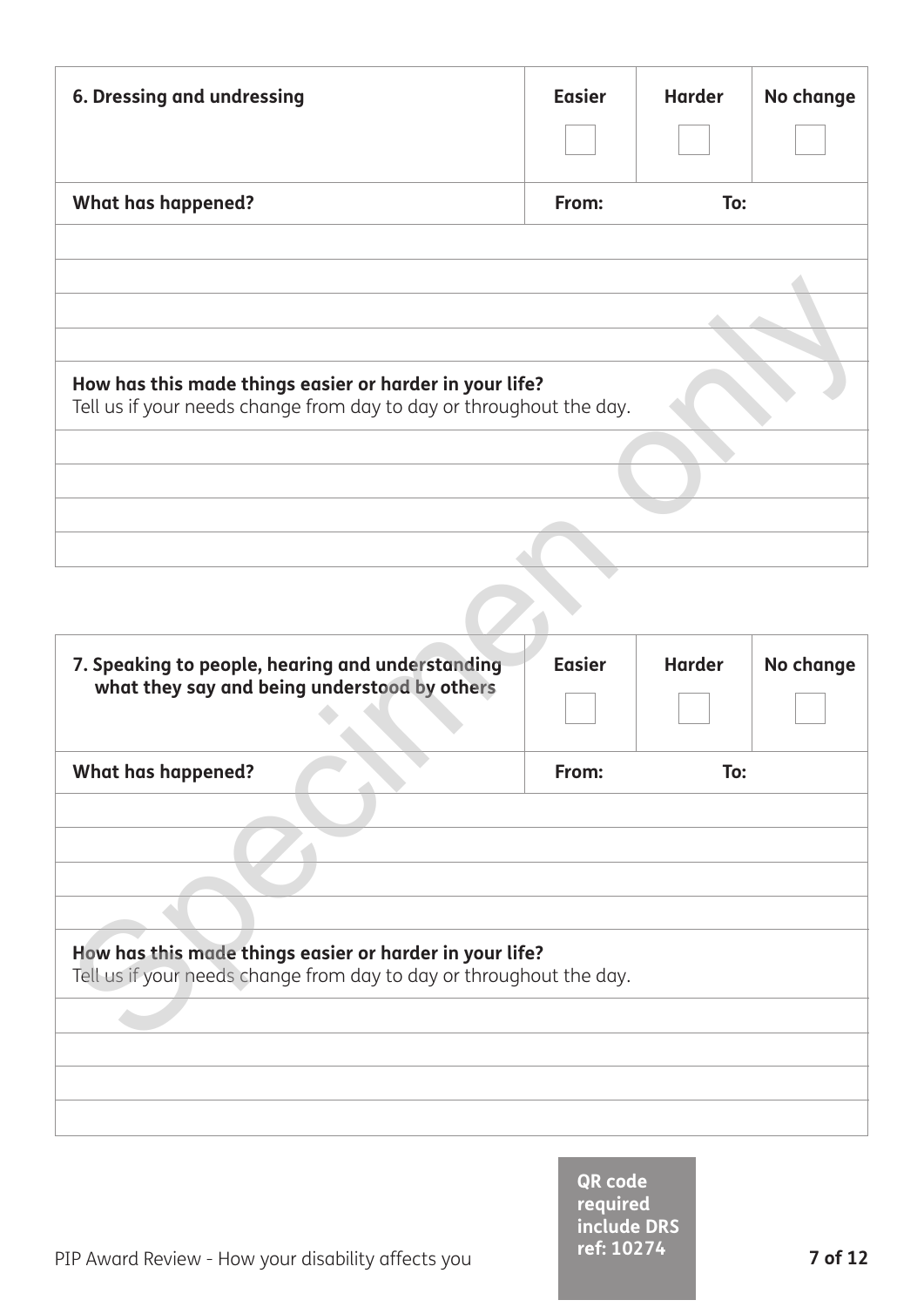| 6. Dressing and undressing | Easier | Harder | No change |
|---|---|---|---|
| | ☐ | ☐ | ☐ |

| What has happened? | From: | To: |
|---|---|---|
| | | |
| | | |
| | | |
| | | |

**How has this made things easier or harder in your life?**
Tell us if your needs change from day to day or throughout the day.

| |
|---|
| |
| |
| |
| |

| 7. Speaking to people, hearing and understanding what they say and being understood by others | Easier | Harder | No change |
|---|---|---|---|
| | ☐ | ☐ | ☐ |

| What has happened? | From: | To: |
|---|---|---|
| | | |
| | | |
| | | |
| | | |

**How has this made things easier or harder in your life?**
Tell us if your needs change from day to day or throughout the day.

| |
|---|
| |
| |
| |
| |

Specimen only

QR code required include DRS ref: 10274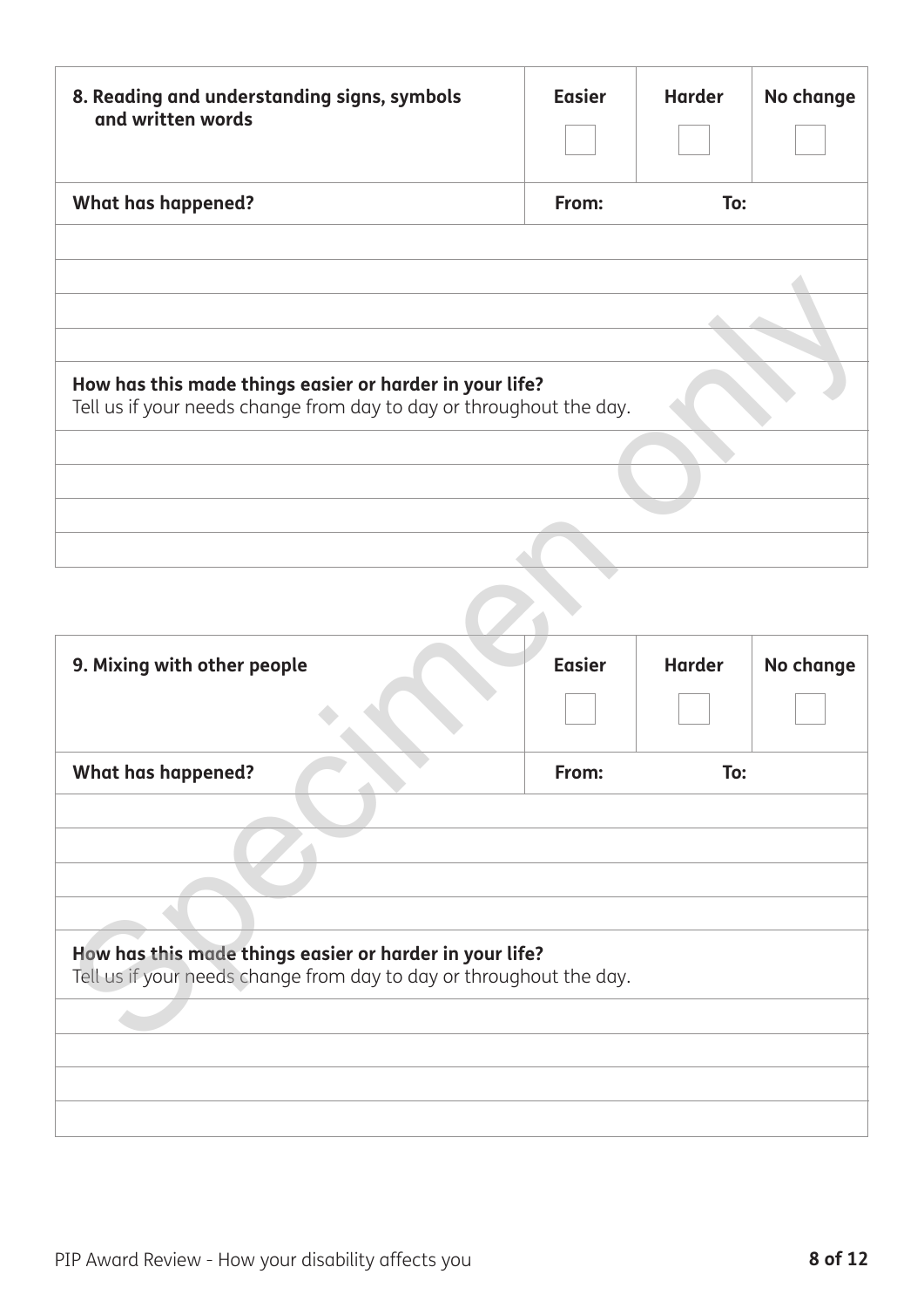| 8. Reading and understanding signs, symbols and written words | Easier | Harder | No change |
|---|---|---|---|
| | ☐ | ☐ | ☐ |
| **What has happened?** | **From:** | **To:** | |
| | | | |
| | | | |
| | | | |
| | | | |
| **How has this made things easier or harder in your life?** Tell us if your needs change from day to day or throughout the day. | | | |
| | | | |
| | | | |
| | | | |
| | | | |

| 9. Mixing with other people | Easier | Harder | No change |
|---|---|---|---|
| | ☐ | ☐ | ☐ |
| **What has happened?** | **From:** | **To:** | |
| | | | |
| | | | |
| | | | |
| | | | |
| **How has this made things easier or harder in your life?** Tell us if your needs change from day to day or throughout the day. | | | |
| | | | |
| | | | |
| | | | |
| | | | |

Specimen only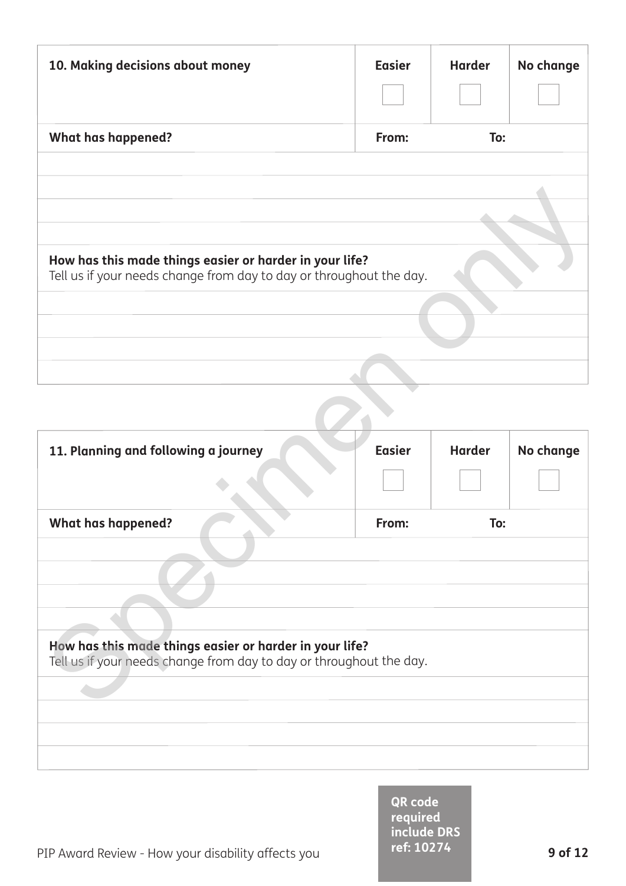| 10. Making decisions about money | Easier | Harder | No change |
|---|---|---|---|
| | ☐ | ☐ | ☐ |
| **What has happened?** | **From:** | **To:** | |
| | | | |
| | | | |
| | | | |
| | | | |

**How has this made things easier or harder in your life?**
Tell us if your needs change from day to day or throughout the day.

| |
|---|
| |
| |
| |
| |

| 11. Planning and following a journey | Easier | Harder | No change |
|---|---|---|---|
| | ☐ | ☐ | ☐ |
| **What has happened?** | **From:** | **To:** | |
| | | | |
| | | | |
| | | | |
| | | | |

**How has this made things easier or harder in your life?**
Tell us if your needs change from day to day or throughout the day.

| |
|---|
| |
| |
| |
| |

Specimen only

QR code required include DRS ref: 10274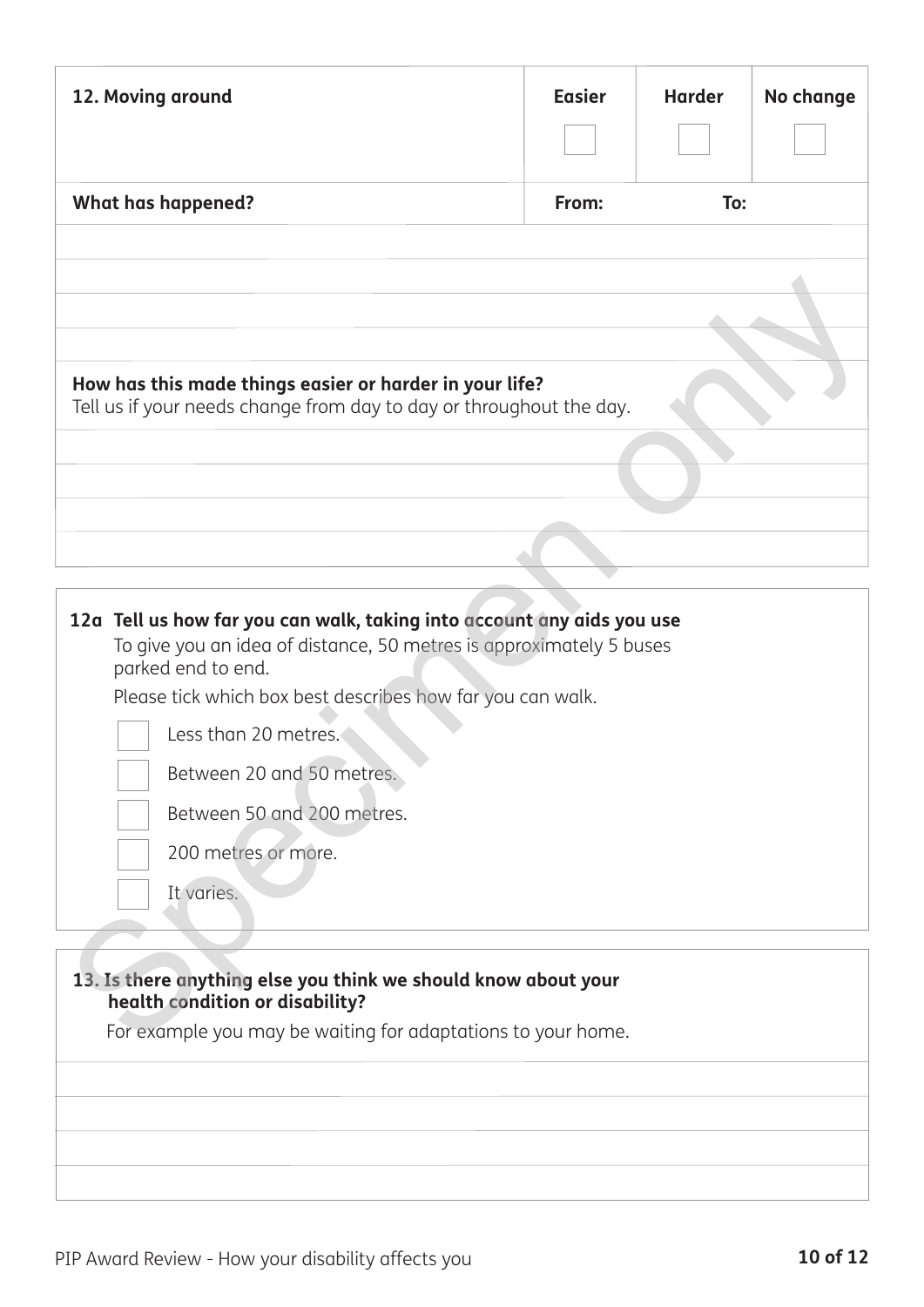| 12. Moving around | Easier | Harder | No change |
|---|---|---|---|
| | ☐ | ☐ | ☐ |

**What has happened?** **From:** **To:**

**How has this made things easier or harder in your life?**
Tell us if your needs change from day to day or throughout the day.

**12a Tell us how far you can walk, taking into account any aids you use**

To give you an idea of distance, 50 metres is approximately 5 buses parked end to end.

Please tick which box best describes how far you can walk.

- ☐ Less than 20 metres.
- ☐ Between 20 and 50 metres.
- ☐ Between 50 and 200 metres.
- ☐ 200 metres or more.
- ☐ It varies.

**13. Is there anything else you think we should know about your health condition or disability?**

For example you may be waiting for adaptations to your home.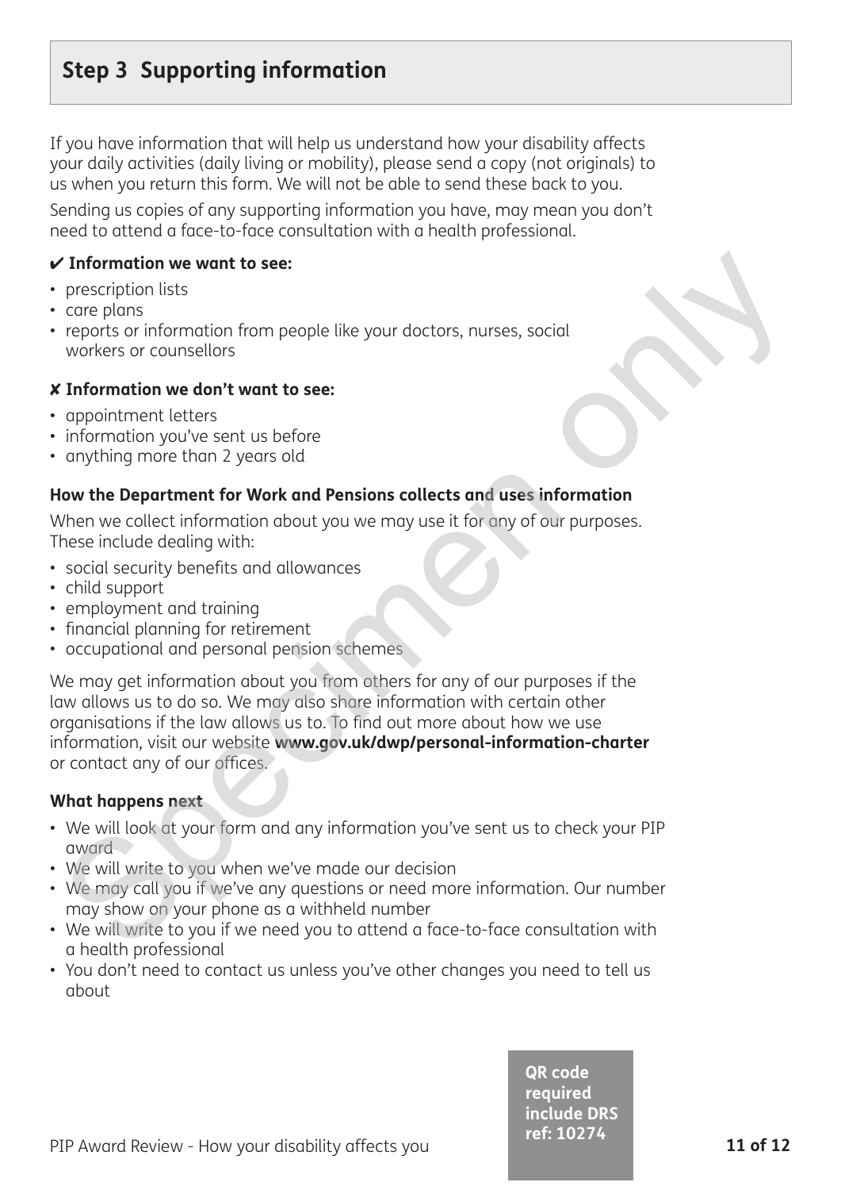## Step 3 Supporting information

If you have information that will help us understand how your disability affects your daily activities (daily living or mobility), please send a copy (not originals) to us when you return this form. We will not be able to send these back to you.

Sending us copies of any supporting information you have, may mean you don't need to attend a face-to-face consultation with a health professional.

**✔ Information we want to see:**

- prescription lists
- care plans
- reports or information from people like your doctors, nurses, social workers or counsellors

**✘ Information we don't want to see:**

- appointment letters
- information you've sent us before
- anything more than 2 years old

**How the Department for Work and Pensions collects and uses information**

When we collect information about you we may use it for any of our purposes. These include dealing with:

- social security benefits and allowances
- child support
- employment and training
- financial planning for retirement
- occupational and personal pension schemes

We may get information about you from others for any of our purposes if the law allows us to do so. We may also share information with certain other organisations if the law allows us to. To find out more about how we use information, visit our website **www.gov.uk/dwp/personal-information-charter** or contact any of our offices.

**What happens next**

- We will look at your form and any information you've sent us to check your PIP award
- We will write to you when we've made our decision
- We may call you if we've any questions or need more information. Our number may show on your phone as a withheld number
- We will write to you if we need you to attend a face-to-face consultation with a health professional
- You don't need to contact us unless you've other changes you need to tell us about

**QR code required include DRS ref: 10274**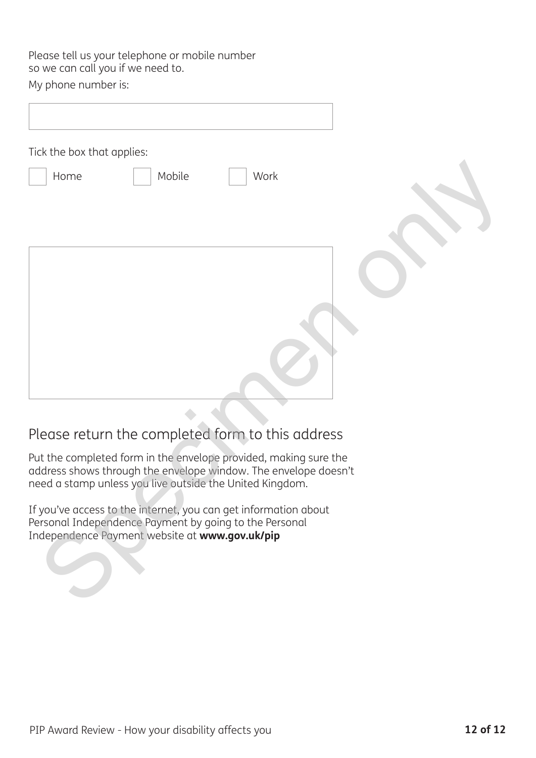Please tell us your telephone or mobile number so we can call you if we need to.

My phone number is:

| |
|---|
| |

Tick the box that applies:

☐ Home ☐ Mobile ☐ Work

| |
|---|
| |

## Please return the completed form to this address

Put the completed form in the envelope provided, making sure the address shows through the envelope window. The envelope doesn't need a stamp unless you live outside the United Kingdom.

If you've access to the internet, you can get information about Personal Independence Payment by going to the Personal Independence Payment website at **www.gov.uk/pip**

Specimen only